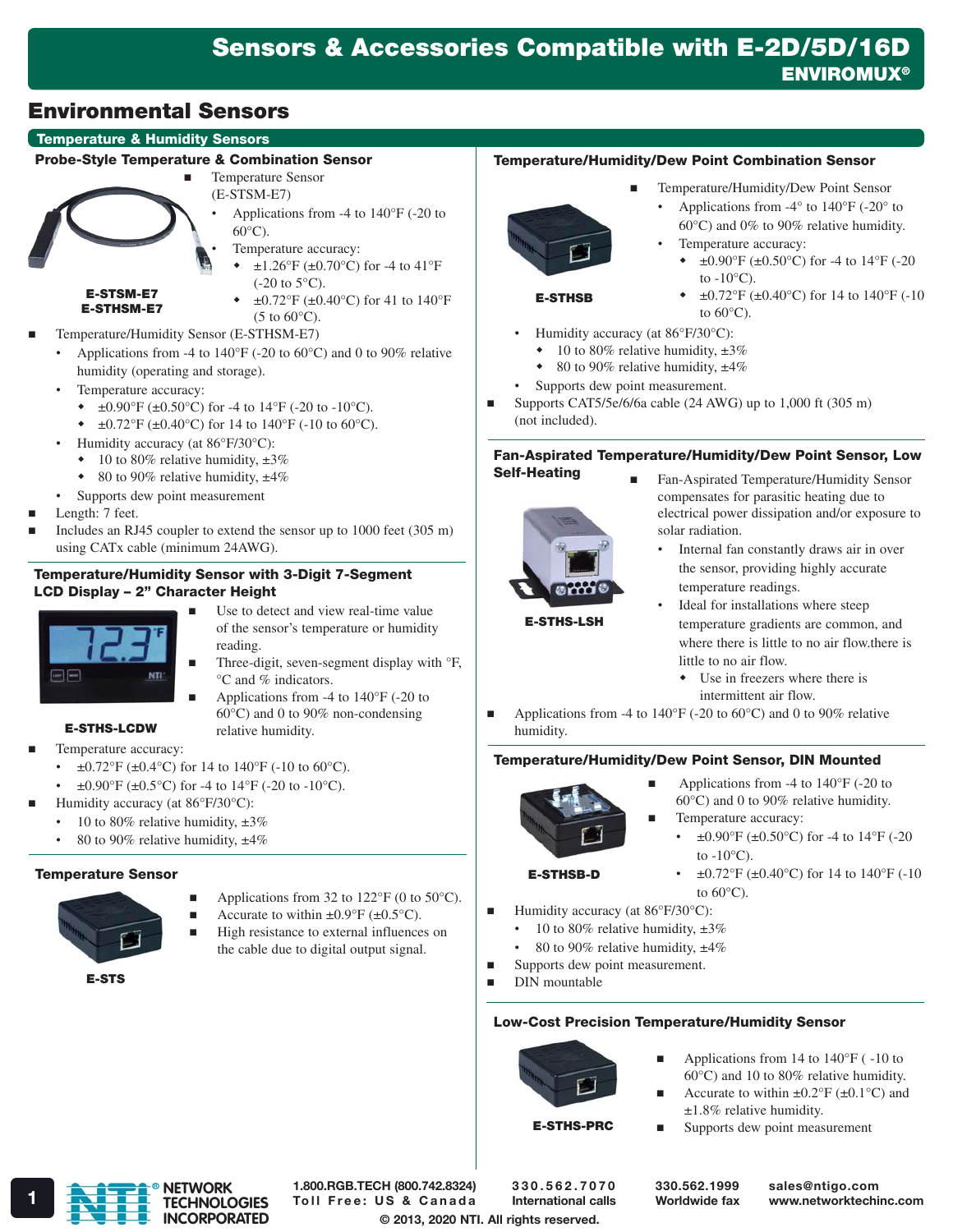# Sensors & Accessories Compatible with E-2D/5D/16D

**ENVIROMUX®**

## Environmental Sensors

### Temperature & Humidity Sensors

#### Probe-Style Temperature & Combination Sensor

**E-STSM-E7**
**E-STHSM-E7**

- Temperature Sensor (E-STSM-E7)
  - Applications from -4 to 140°F (-20 to 60°C).
  - Temperature accuracy:
    - ±1.26°F (±0.70°C) for -4 to 41°F (-20 to 5°C).
    - ±0.72°F (±0.40°C) for 41 to 140°F (5 to 60°C).
- Temperature/Humidity Sensor (E-STHSM-E7)
  - Applications from -4 to 140°F (-20 to 60°C) and 0 to 90% relative humidity (operating and storage).
  - Temperature accuracy:
    - ±0.90°F (±0.50°C) for -4 to 14°F (-20 to -10°C).
    - ±0.72°F (±0.40°C) for 14 to 140°F (-10 to 60°C).
  - Humidity accuracy (at 86°F/30°C):
    - 10 to 80% relative humidity, ±3%
    - 80 to 90% relative humidity, ±4%
  - Supports dew point measurement
- Length: 7 feet.
- Includes an RJ45 coupler to extend the sensor up to 1000 feet (305 m) using CATx cable (minimum 24AWG).

#### Temperature/Humidity Sensor with 3-Digit 7-Segment LCD Display – 2" Character Height

**E-STHS-LCDW**

- Use to detect and view real-time value of the sensor's temperature or humidity reading.
- Three-digit, seven-segment display with °F, °C and % indicators.
- Applications from -4 to 140°F (-20 to 60°C) and 0 to 90% non-condensing relative humidity.
- Temperature accuracy:
  - ±0.72°F (±0.4°C) for 14 to 140°F (-10 to 60°C).
  - ±0.90°F (±0.5°C) for -4 to 14°F (-20 to -10°C).
- Humidity accuracy (at 86°F/30°C):
  - 10 to 80% relative humidity, ±3%
  - 80 to 90% relative humidity, ±4%

#### Temperature Sensor

**E-STS**

- Applications from 32 to 122°F (0 to 50°C).
- Accurate to within ±0.9°F (±0.5°C).
- High resistance to external influences on the cable due to digital output signal.

#### Temperature/Humidity/Dew Point Combination Sensor

**E-STHSB**

- Temperature/Humidity/Dew Point Sensor
  - Applications from -4° to 140°F (-20° to 60°C) and 0% to 90% relative humidity.
  - Temperature accuracy:
    - ±0.90°F (±0.50°C) for -4 to 14°F (-20 to -10°C).
    - ±0.72°F (±0.40°C) for 14 to 140°F (-10 to 60°C).
  - Humidity accuracy (at 86°F/30°C):
    - 10 to 80% relative humidity, ±3%
    - 80 to 90% relative humidity, ±4%
  - Supports dew point measurement.
- Supports CAT5/5e/6/6a cable (24 AWG) up to 1,000 ft (305 m) (not included).

#### Fan-Aspirated Temperature/Humidity/Dew Point Sensor, Low Self-Heating

**E-STHS-LSH**

- Fan-Aspirated Temperature/Humidity Sensor compensates for parasitic heating due to electrical power dissipation and/or exposure to solar radiation.
  - Internal fan constantly draws air in over the sensor, providing highly accurate temperature readings.
  - Ideal for installations where steep temperature gradients are common, and where there is little to no air flow.there is little to no air flow.
    - Use in freezers where there is intermittent air flow.
- Applications from -4 to 140°F (-20 to 60°C) and 0 to 90% relative humidity.

#### Temperature/Humidity/Dew Point Sensor, DIN Mounted

**E-STHSB-D**

- Applications from -4 to 140°F (-20 to 60°C) and 0 to 90% relative humidity.
- Temperature accuracy:
  - ±0.90°F (±0.50°C) for -4 to 14°F (-20 to -10°C).
  - ±0.72°F (±0.40°C) for 14 to 140°F (-10 to 60°C).
- Humidity accuracy (at 86°F/30°C):
  - 10 to 80% relative humidity, ±3%
  - 80 to 90% relative humidity, ±4%
- Supports dew point measurement.
- DIN mountable

#### Low-Cost Precision Temperature/Humidity Sensor

**E-STHS-PRC**

- Applications from 14 to 140°F ( -10 to 60°C) and 10 to 80% relative humidity.
- Accurate to within ±0.2°F (±0.1°C) and ±1.8% relative humidity.
- Supports dew point measurement

NETWORK TECHNOLOGIES INCORPORATED | 1.800.RGB.TECH (800.742.8324) Toll Free: US & Canada | 330.562.7070 International calls | 330.562.1999 Worldwide fax | sales@ntigo.com www.networktechinc.com

© 2013, 2020 NTI. All rights reserved.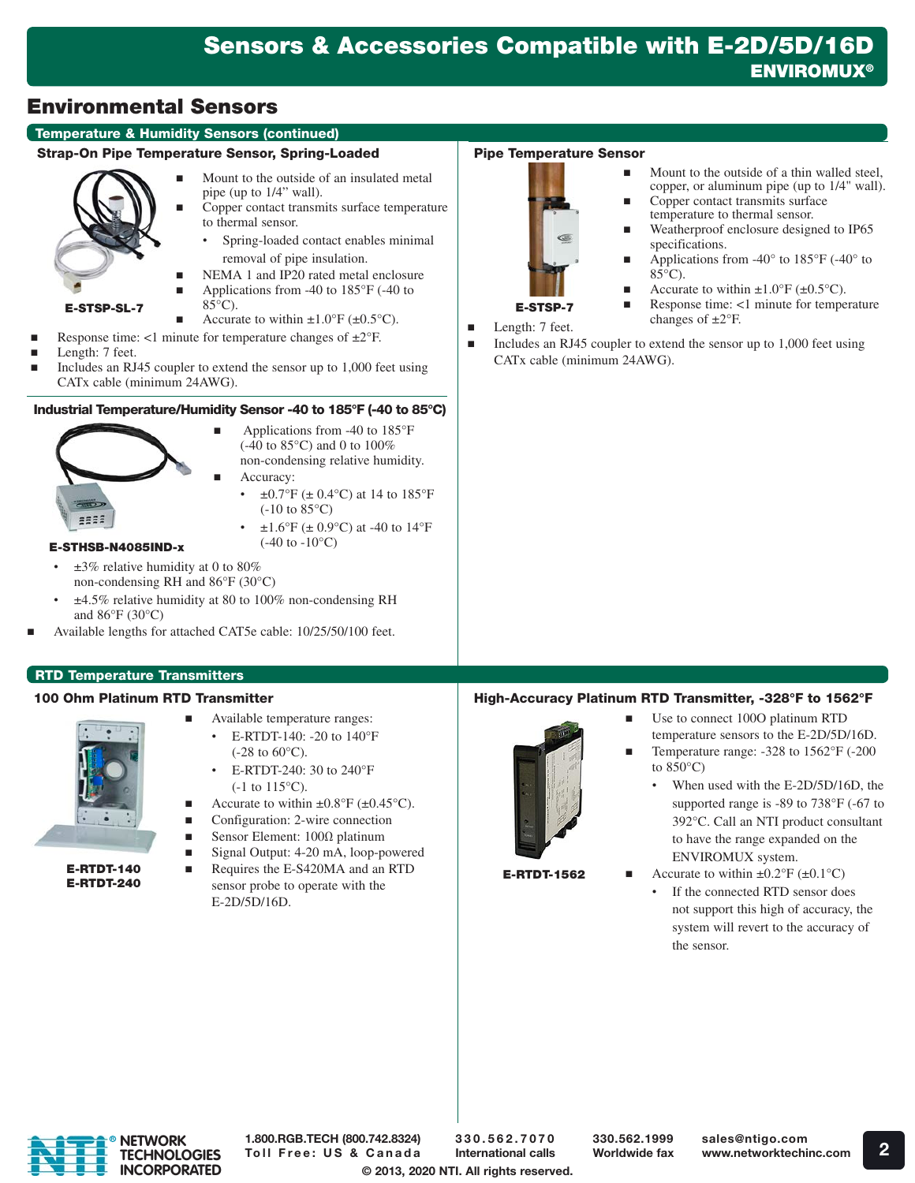## Environmental Sensors

### Temperature & Humidity Sensors (continued)

#### Strap-On Pipe Temperature Sensor, Spring-Loaded

**E-STSP-SL-7**

- Mount to the outside of an insulated metal pipe (up to 1/4" wall).
- Copper contact transmits surface temperature to thermal sensor.
  - Spring-loaded contact enables minimal removal of pipe insulation.
- NEMA 1 and IP20 rated metal enclosure
- Applications from -40 to 185°F (-40 to 85°C).
- Accurate to within ±1.0°F (±0.5°C).
- Response time: <1 minute for temperature changes of ±2°F.
- Length: 7 feet.
- Includes an RJ45 coupler to extend the sensor up to 1,000 feet using CATx cable (minimum 24AWG).

#### Industrial Temperature/Humidity Sensor -40 to 185°F (-40 to 85°C)

**E-STHSB-N4085IND-x**

- Applications from -40 to 185°F (-40 to 85°C) and 0 to 100% non-condensing relative humidity.
- Accuracy:
  - ±0.7°F (± 0.4°C) at 14 to 185°F (-10 to 85°C)
  - ±1.6°F (± 0.9°C) at -40 to 14°F (-40 to -10°C)
  - ±3% relative humidity at 0 to 80% non-condensing RH and 86°F (30°C)
  - ±4.5% relative humidity at 80 to 100% non-condensing RH and 86°F (30°C)
- Available lengths for attached CAT5e cable: 10/25/50/100 feet.

#### Pipe Temperature Sensor

**E-STSP-7**

- Mount to the outside of a thin walled steel, copper, or aluminum pipe (up to 1/4" wall).
- Copper contact transmits surface temperature to thermal sensor.
- Weatherproof enclosure designed to IP65 specifications.
- Applications from -40° to 185°F (-40° to 85°C).
- Accurate to within ±1.0°F (±0.5°C).
- Response time: <1 minute for temperature changes of ±2°F.
- Length: 7 feet.
- Includes an RJ45 coupler to extend the sensor up to 1,000 feet using CATx cable (minimum 24AWG).

### RTD Temperature Transmitters

#### 100 Ohm Platinum RTD Transmitter

**E-RTDT-140**
**E-RTDT-240**

- Available temperature ranges:
  - E-RTDT-140: -20 to 140°F (-28 to 60°C).
  - E-RTDT-240: 30 to 240°F (-1 to 115°C).
- Accurate to within ±0.8°F (±0.45°C).
- Configuration: 2-wire connection
- Sensor Element: 100Ω platinum
- Signal Output: 4-20 mA, loop-powered
- Requires the E-S420MA and an RTD sensor probe to operate with the E-2D/5D/16D.

#### High-Accuracy Platinum RTD Transmitter, -328°F to 1562°F

**E-RTDT-1562**

- Use to connect 100O platinum RTD temperature sensors to the E-2D/5D/16D.
- Temperature range: -328 to 1562°F (-200 to 850°C)
  - When used with the E-2D/5D/16D, the supported range is -89 to 738°F (-67 to 392°C. Call an NTI product consultant to have the range expanded on the ENVIROMUX system.
- Accurate to within ±0.2°F (±0.1°C)
  - If the connected RTD sensor does not support this high of accuracy, the system will revert to the accuracy of the sensor.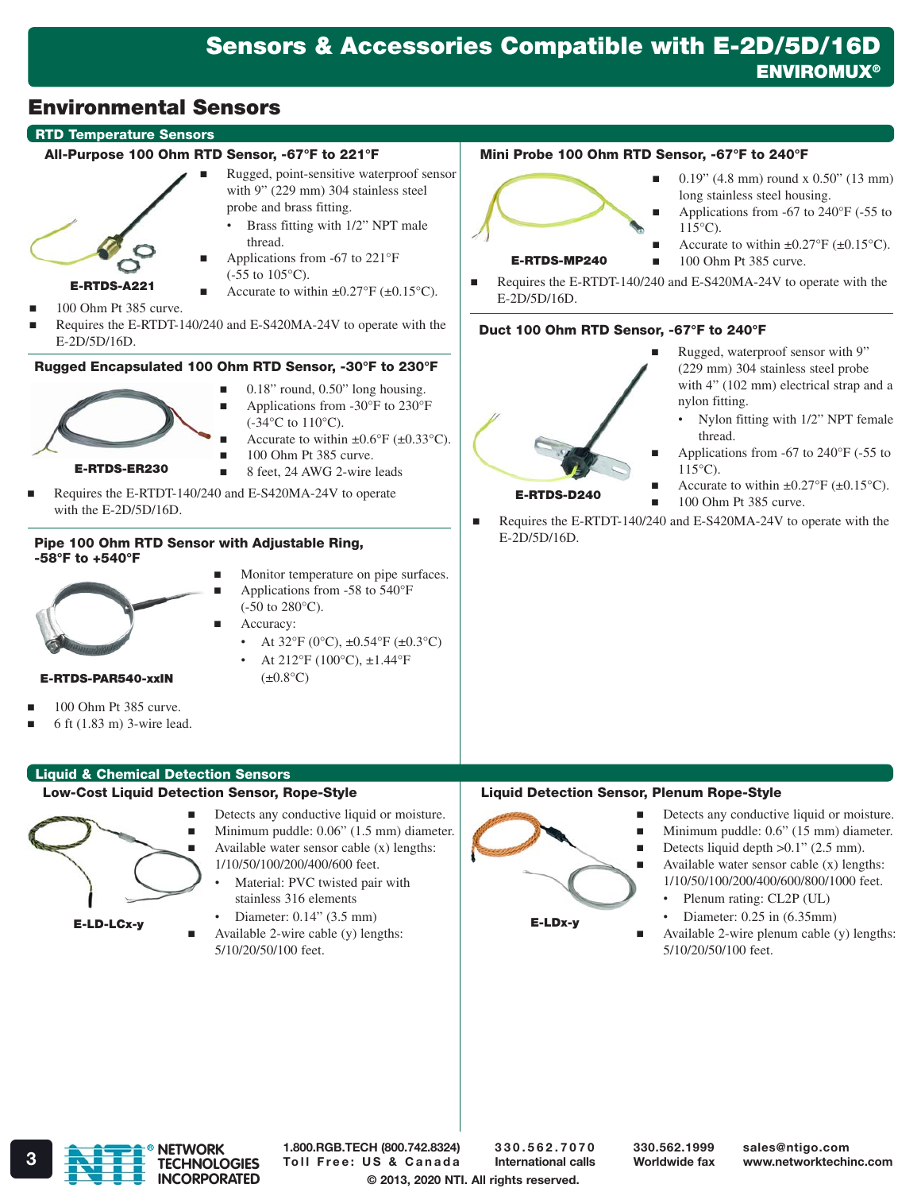# Sensors & Accessories Compatible with E-2D/5D/16D

**ENVIROMUX®**

## Environmental Sensors

### RTD Temperature Sensors

#### All-Purpose 100 Ohm RTD Sensor, -67°F to 221°F

**E-RTDS-A221**

- Rugged, point-sensitive waterproof sensor with 9" (229 mm) 304 stainless steel probe and brass fitting.
  - Brass fitting with 1/2" NPT male thread.
- Applications from -67 to 221°F (-55 to 105°C).
- Accurate to within ±0.27°F (±0.15°C).
- 100 Ohm Pt 385 curve.
- Requires the E-RTDT-140/240 and E-S420MA-24V to operate with the E-2D/5D/16D.

#### Rugged Encapsulated 100 Ohm RTD Sensor, -30°F to 230°F

**E-RTDS-ER230**

- 0.18" round, 0.50" long housing.
- Applications from -30°F to 230°F (-34°C to 110°C).
- Accurate to within ±0.6°F (±0.33°C).
- 100 Ohm Pt 385 curve.
- 8 feet, 24 AWG 2-wire leads
- Requires the E-RTDT-140/240 and E-S420MA-24V to operate with the E-2D/5D/16D.

#### Pipe 100 Ohm RTD Sensor with Adjustable Ring, -58°F to +540°F

**E-RTDS-PAR540-xxIN**

- Monitor temperature on pipe surfaces.
- Applications from -58 to 540°F (-50 to 280°C).
- Accuracy:
  - At 32°F (0°C), ±0.54°F (±0.3°C)
  - At 212°F (100°C), ±1.44°F (±0.8°C)
- 100 Ohm Pt 385 curve.
- 6 ft (1.83 m) 3-wire lead.

#### Mini Probe 100 Ohm RTD Sensor, -67°F to 240°F

**E-RTDS-MP240**

- 0.19" (4.8 mm) round x 0.50" (13 mm) long stainless steel housing.
- Applications from -67 to 240°F (-55 to 115°C).
- Accurate to within ±0.27°F (±0.15°C).
- 100 Ohm Pt 385 curve.
- Requires the E-RTDT-140/240 and E-S420MA-24V to operate with the E-2D/5D/16D.

#### Duct 100 Ohm RTD Sensor, -67°F to 240°F

**E-RTDS-D240**

- Rugged, waterproof sensor with 9" (229 mm) 304 stainless steel probe with 4" (102 mm) electrical strap and a nylon fitting.
  - Nylon fitting with 1/2" NPT female thread.
- Applications from -67 to 240°F (-55 to 115°C).
- Accurate to within ±0.27°F (±0.15°C).
- 100 Ohm Pt 385 curve.
- Requires the E-RTDT-140/240 and E-S420MA-24V to operate with the E-2D/5D/16D.

### Liquid & Chemical Detection Sensors

#### Low-Cost Liquid Detection Sensor, Rope-Style

**E-LD-LCx-y**

- Detects any conductive liquid or moisture.
- Minimum puddle: 0.06" (1.5 mm) diameter.
- Available water sensor cable (x) lengths: 1/10/50/100/200/400/600 feet.
  - Material: PVC twisted pair with stainless 316 elements
  - Diameter: 0.14" (3.5 mm)
- Available 2-wire cable (y) lengths: 5/10/20/50/100 feet.

#### Liquid Detection Sensor, Plenum Rope-Style

**E-LDx-y**

- Detects any conductive liquid or moisture.
- Minimum puddle: 0.6" (15 mm) diameter.
- Detects liquid depth >0.1" (2.5 mm).
- Available water sensor cable (x) lengths: 1/10/50/100/200/400/600/800/1000 feet.
  - Plenum rating: CL2P (UL)
  - Diameter: 0.25 in (6.35mm)
- Available 2-wire plenum cable (y) lengths: 5/10/20/50/100 feet.

NETWORK TECHNOLOGIES INCORPORATED — 1.800.RGB.TECH (800.742.8324) Toll Free: US & Canada — 330.562.7070 International calls — 330.562.1999 Worldwide fax — sales@ntigo.com www.networktechinc.com

© 2013, 2020 NTI. All rights reserved.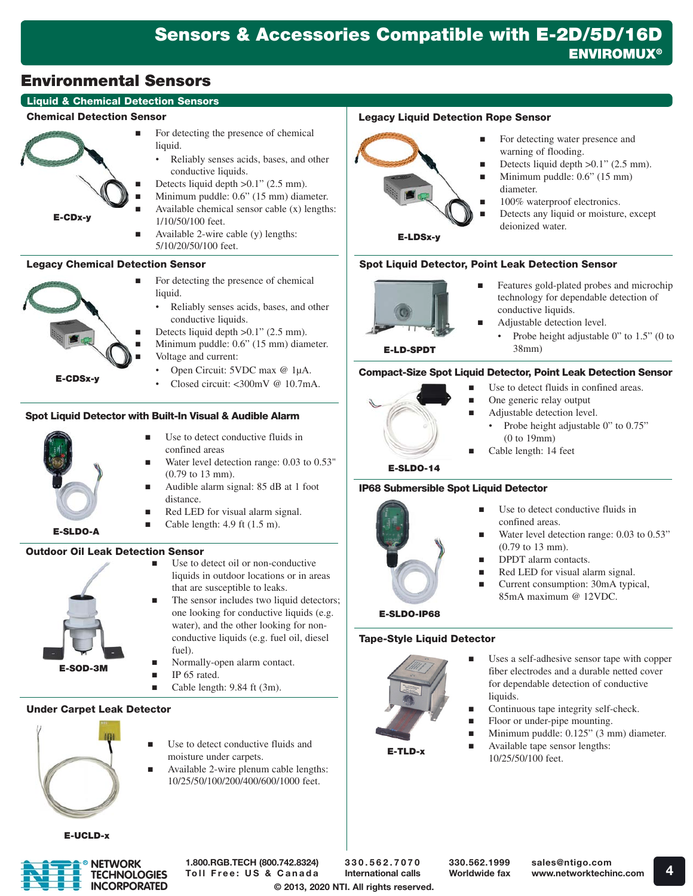# Sensors & Accessories Compatible with E-2D/5D/16D

**ENVIROMUX®**

## Environmental Sensors

### Liquid & Chemical Detection Sensors

#### Chemical Detection Sensor

**E-CDx-y**

- For detecting the presence of chemical liquid.
  - Reliably senses acids, bases, and other conductive liquids.
- Detects liquid depth >0.1" (2.5 mm).
- Minimum puddle: 0.6" (15 mm) diameter.
- Available chemical sensor cable (x) lengths: 1/10/50/100 feet.
- Available 2-wire cable (y) lengths: 5/10/20/50/100 feet.

#### Legacy Chemical Detection Sensor

**E-CDSx-y**

- For detecting the presence of chemical liquid.
  - Reliably senses acids, bases, and other conductive liquids.
- Detects liquid depth >0.1" (2.5 mm).
- Minimum puddle: 0.6" (15 mm) diameter.
- Voltage and current:
  - Open Circuit: 5VDC max @ 1μA.
  - Closed circuit: <300mV @ 10.7mA.

#### Spot Liquid Detector with Built-In Visual & Audible Alarm

**E-SLDO-A**

- Use to detect conductive fluids in confined areas
- Water level detection range: 0.03 to 0.53" (0.79 to 13 mm).
- Audible alarm signal: 85 dB at 1 foot distance.
- Red LED for visual alarm signal.
- Cable length: 4.9 ft (1.5 m).

#### Outdoor Oil Leak Detection Sensor

**E-SOD-3M**

- Use to detect oil or non-conductive liquids in outdoor locations or in areas that are susceptible to leaks.
- The sensor includes two liquid detectors; one looking for conductive liquids (e.g. water), and the other looking for non-conductive liquids (e.g. fuel oil, diesel fuel).
- Normally-open alarm contact.
- IP 65 rated.
- Cable length: 9.84 ft (3m).

#### Under Carpet Leak Detector

**E-UCLD-x**

- Use to detect conductive fluids and moisture under carpets.
- Available 2-wire plenum cable lengths: 10/25/50/100/200/400/600/1000 feet.

#### Legacy Liquid Detection Rope Sensor

**E-LDSx-y**

- For detecting water presence and warning of flooding.
- Detects liquid depth >0.1" (2.5 mm).
- Minimum puddle: 0.6" (15 mm) diameter.
- 100% waterproof electronics.
- Detects any liquid or moisture, except deionized water.

#### Spot Liquid Detector, Point Leak Detection Sensor

**E-LD-SPDT**

- Features gold-plated probes and microchip technology for dependable detection of conductive liquids.
- Adjustable detection level.
  - Probe height adjustable 0" to 1.5" (0 to 38mm)

#### Compact-Size Spot Liquid Detector, Point Leak Detection Sensor

**E-SLDO-14**

- Use to detect fluids in confined areas.
- One generic relay output
- Adjustable detection level.
  - Probe height adjustable 0" to 0.75" (0 to 19mm)
- Cable length: 14 feet

#### IP68 Submersible Spot Liquid Detector

**E-SLDO-IP68**

- Use to detect conductive fluids in confined areas.
- Water level detection range: 0.03 to 0.53" (0.79 to 13 mm).
- DPDT alarm contacts.
- Red LED for visual alarm signal.
- Current consumption: 30mA typical, 85mA maximum @ 12VDC.

#### Tape-Style Liquid Detector

**E-TLD-x**

- Uses a self-adhesive sensor tape with copper fiber electrodes and a durable netted cover for dependable detection of conductive liquids.
- Continuous tape integrity self-check.
- Floor or under-pipe mounting.
- Minimum puddle: 0.125" (3 mm) diameter.
- Available tape sensor lengths: 10/25/50/100 feet.

NETWORK TECHNOLOGIES INCORPORATED | 1.800.RGB.TECH (800.742.8324) Toll Free: US & Canada | 330.562.7070 International calls | 330.562.1999 Worldwide fax | sales@ntigo.com www.networktechinc.com

© 2013, 2020 NTI. All rights reserved.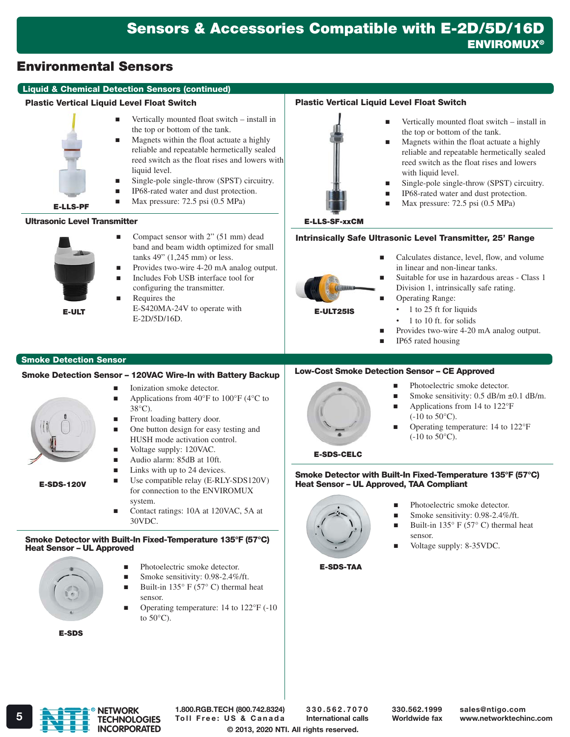# Sensors & Accessories Compatible with E-2D/5D/16D

ENVIROMUX®

## Environmental Sensors

### Liquid & Chemical Detection Sensors (continued)

#### Plastic Vertical Liquid Level Float Switch

**E-LLS-PF**

- Vertically mounted float switch – install in the top or bottom of the tank.
- Magnets within the float actuate a highly reliable and repeatable hermetically sealed reed switch as the float rises and lowers with liquid level.
- Single-pole single-throw (SPST) circuitry.
- IP68-rated water and dust protection.
- Max pressure: 72.5 psi (0.5 MPa)

#### Ultrasonic Level Transmitter

**E-ULT**

- Compact sensor with 2" (51 mm) dead band and beam width optimized for small tanks 49" (1,245 mm) or less.
- Provides two-wire 4-20 mA analog output.
- Includes Fob USB interface tool for configuring the transmitter.
- Requires the E-S420MA-24V to operate with E-2D/5D/16D.

#### Plastic Vertical Liquid Level Float Switch

**E-LLS-SF-xxCM**

- Vertically mounted float switch – install in the top or bottom of the tank.
- Magnets within the float actuate a highly reliable and repeatable hermetically sealed reed switch as the float rises and lowers with liquid level.
- Single-pole single-throw (SPST) circuitry.
- IP68-rated water and dust protection.
- Max pressure: 72.5 psi (0.5 MPa)

#### Intrinsically Safe Ultrasonic Level Transmitter, 25' Range

**E-ULT25IS**

- Calculates distance, level, flow, and volume in linear and non-linear tanks.
- Suitable for use in hazardous areas - Class 1 Division 1, intrinsically safe rating.
- Operating Range:
  - 1 to 25 ft for liquids
  - 1 to 10 ft. for solids
- Provides two-wire 4-20 mA analog output.
- IP65 rated housing

### Smoke Detection Sensor

#### Smoke Detection Sensor – 120VAC Wire-In with Battery Backup

**E-SDS-120V**

- Ionization smoke detector.
- Applications from 40°F to 100°F (4°C to 38°C).
- Front loading battery door.
- One button design for easy testing and HUSH mode activation control.
- Voltage supply: 120VAC.
- Audio alarm: 85dB at 10ft.
- Links with up to 24 devices.
- Use compatible relay (E-RLY-SDS120V) for connection to the ENVIROMUX system.
- Contact ratings: 10A at 120VAC, 5A at 30VDC.

#### Smoke Detector with Built-In Fixed-Temperature 135°F (57°C) Heat Sensor – UL Approved

**E-SDS**

- Photoelectric smoke detector.
- Smoke sensitivity: 0.98-2.4%/ft.
- Built-in 135° F (57° C) thermal heat sensor.
- Operating temperature: 14 to 122°F (-10 to 50°C).

#### Low-Cost Smoke Detection Sensor – CE Approved

**E-SDS-CELC**

- Photoelectric smoke detector.
- Smoke sensitivity: 0.5 dB/m ±0.1 dB/m.
- Applications from 14 to 122°F (-10 to 50°C).
- Operating temperature: 14 to 122°F (-10 to 50°C).

#### Smoke Detector with Built-In Fixed-Temperature 135°F (57°C) Heat Sensor – UL Approved, TAA Compliant

**E-SDS-TAA**

- Photoelectric smoke detector.
- Smoke sensitivity: 0.98-2.4%/ft.
- Built-in 135° F (57° C) thermal heat sensor.
- Voltage supply: 8-35VDC.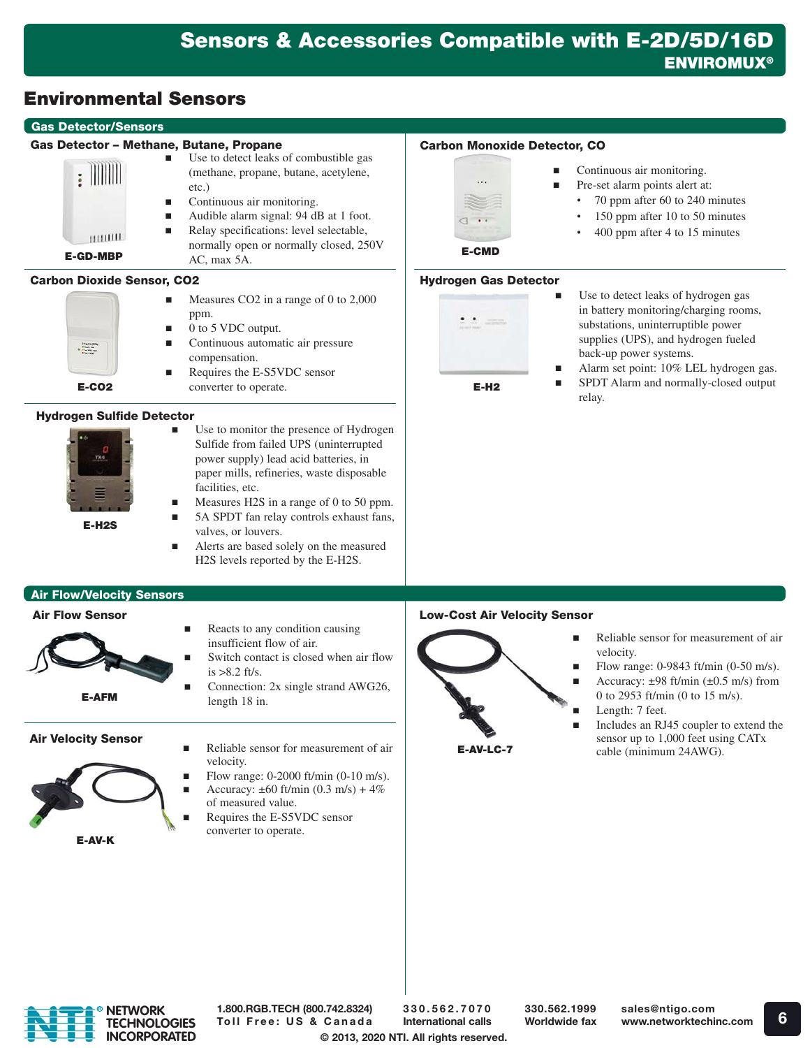# Sensors & Accessories Compatible with E-2D/5D/16D

**ENVIROMUX®**

## Environmental Sensors

### Gas Detector/Sensors

#### Gas Detector – Methane, Butane, Propane

**E-GD-MBP**

- Use to detect leaks of combustible gas (methane, propane, butane, acetylene, etc.)
- Continuous air monitoring.
- Audible alarm signal: 94 dB at 1 foot.
- Relay specifications: level selectable, normally open or normally closed, 250V AC, max 5A.

#### Carbon Dioxide Sensor, CO2

**E-CO2**

- Measures $CO_2$ in a range of 0 to 2,000 ppm.
- 0 to 5 VDC output.
- Continuous automatic air pressure compensation.
- Requires the E-S5VDC sensor converter to operate.

#### Hydrogen Sulfide Detector

**E-H2S**

- Use to monitor the presence of Hydrogen Sulfide from failed UPS (uninterrupted power supply) lead acid batteries, in paper mills, refineries, waste disposable facilities, etc.
- Measures $H_2S$ in a range of 0 to 50 ppm.
- 5A SPDT fan relay controls exhaust fans, valves, or louvers.
- Alerts are based solely on the measured $H_2S$ levels reported by the E-H2S.

#### Carbon Monoxide Detector, CO

**E-CMD**

- Continuous air monitoring.
- Pre-set alarm points alert at:
  - 70 ppm after 60 to 240 minutes
  - 150 ppm after 10 to 50 minutes
  - 400 ppm after 4 to 15 minutes

#### Hydrogen Gas Detector

**E-H2**

- Use to detect leaks of hydrogen gas in battery monitoring/charging rooms, substations, uninterruptible power supplies (UPS), and hydrogen fueled back-up power systems.
- Alarm set point: 10% LEL hydrogen gas.
- SPDT Alarm and normally-closed output relay.

### Air Flow/Velocity Sensors

#### Air Flow Sensor

**E-AFM**

- Reacts to any condition causing insufficient flow of air.
- Switch contact is closed when air flow is >8.2 ft/s.
- Connection: 2x single strand AWG26, length 18 in.

#### Air Velocity Sensor

**E-AV-K**

- Reliable sensor for measurement of air velocity.
- Flow range: 0-2000 ft/min (0-10 m/s).
- Accuracy: ±60 ft/min (0.3 m/s) + 4% of measured value.
- Requires the E-S5VDC sensor converter to operate.

#### Low-Cost Air Velocity Sensor

**E-AV-LC-7**

- Reliable sensor for measurement of air velocity.
- Flow range: 0-9843 ft/min (0-50 m/s).
- Accuracy: ±98 ft/min (±0.5 m/s) from 0 to 2953 ft/min (0 to 15 m/s).
- Length: 7 feet.
- Includes an RJ45 coupler to extend the sensor up to 1,000 feet using CATx cable (minimum 24AWG).

NETWORK TECHNOLOGIES INCORPORATED

1.800.RGB.TECH (800.742.8324) Toll Free: US & Canada | 330.562.7070 International calls | 330.562.1999 Worldwide fax | sales@ntigo.com www.networktechinc.com

© 2013, 2020 NTI. All rights reserved.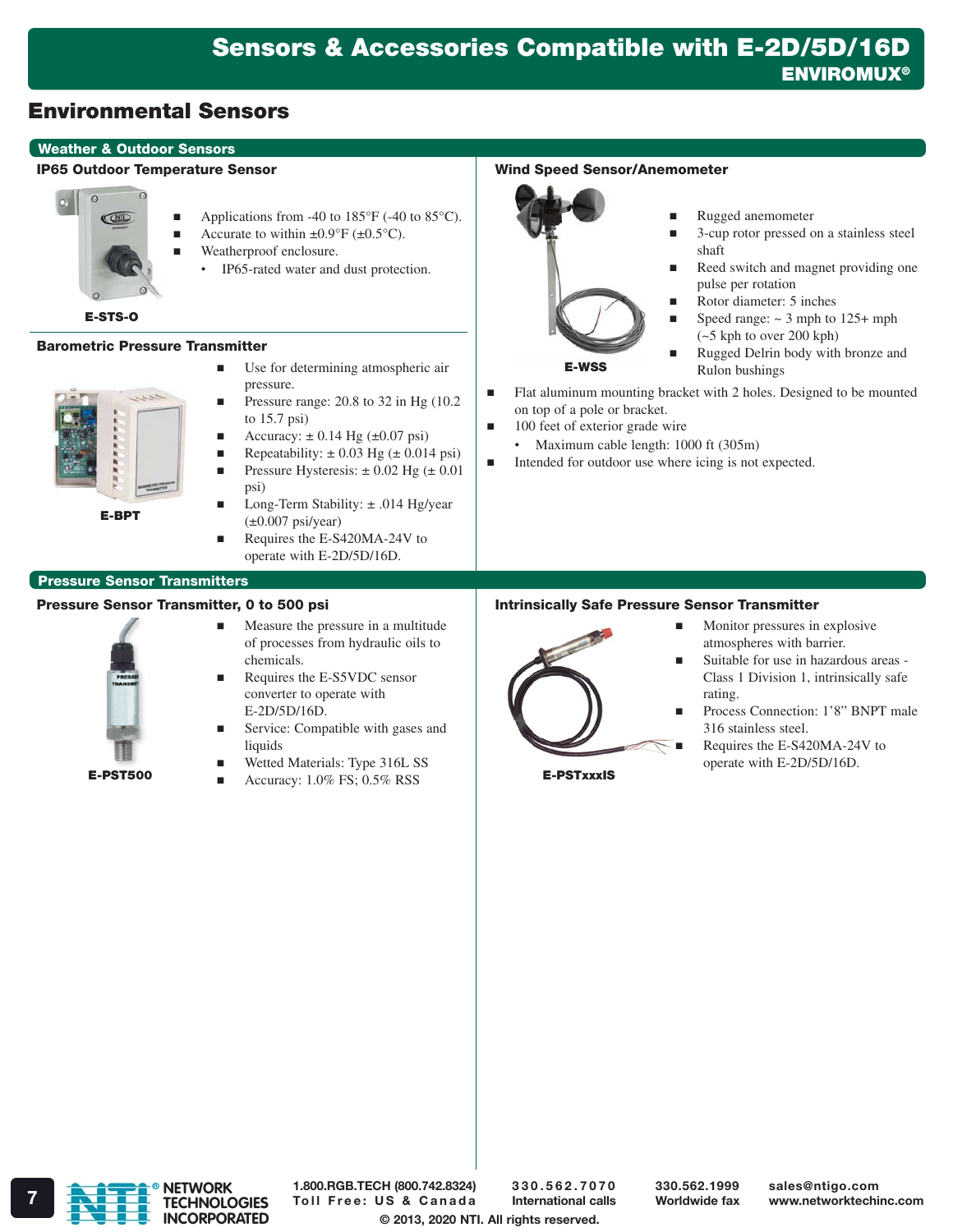# Sensors & Accessories Compatible with E-2D/5D/16D

ENVIROMUX®

## Environmental Sensors

### Weather & Outdoor Sensors

#### IP65 Outdoor Temperature Sensor

E-STS-O

- Applications from -40 to 185°F (-40 to 85°C).
- Accurate to within ±0.9°F (±0.5°C).
- Weatherproof enclosure.
  - IP65-rated water and dust protection.

#### Barometric Pressure Transmitter

E-BPT

- Use for determining atmospheric air pressure.
- Pressure range: 20.8 to 32 in Hg (10.2 to 15.7 psi)
- Accuracy: ± 0.14 Hg (±0.07 psi)
- Repeatability: ± 0.03 Hg (± 0.014 psi)
- Pressure Hysteresis: ± 0.02 Hg (± 0.01 psi)
- Long-Term Stability: ± .014 Hg/year (±0.007 psi/year)
- Requires the E-S420MA-24V to operate with E-2D/5D/16D.

#### Wind Speed Sensor/Anemometer

E-WSS

- Rugged anemometer
- 3-cup rotor pressed on a stainless steel shaft
- Reed switch and magnet providing one pulse per rotation
- Rotor diameter: 5 inches
- Speed range: ~ 3 mph to 125+ mph (~5 kph to over 200 kph)
- Rugged Delrin body with bronze and Rulon bushings
- Flat aluminum mounting bracket with 2 holes. Designed to be mounted on top of a pole or bracket.
- 100 feet of exterior grade wire
  - Maximum cable length: 1000 ft (305m)
- Intended for outdoor use where icing is not expected.

### Pressure Sensor Transmitters

#### Pressure Sensor Transmitter, 0 to 500 psi

E-PST500

- Measure the pressure in a multitude of processes from hydraulic oils to chemicals.
- Requires the E-S5VDC sensor converter to operate with E-2D/5D/16D.
- Service: Compatible with gases and liquids
- Wetted Materials: Type 316L SS
- Accuracy: 1.0% FS; 0.5% RSS

#### Intrinsically Safe Pressure Sensor Transmitter

E-PSTxxxIS

- Monitor pressures in explosive atmospheres with barrier.
- Suitable for use in hazardous areas - Class 1 Division 1, intrinsically safe rating.
- Process Connection: 1'8" BNPT male 316 stainless steel.
- Requires the E-S420MA-24V to operate with E-2D/5D/16D.

NETWORK TECHNOLOGIES INCORPORATED

1.800.RGB.TECH (800.742.8324) Toll Free: US & Canada | 330.562.7070 International calls | 330.562.1999 Worldwide fax | sales@ntigo.com www.networktechinc.com

© 2013, 2020 NTI. All rights reserved.